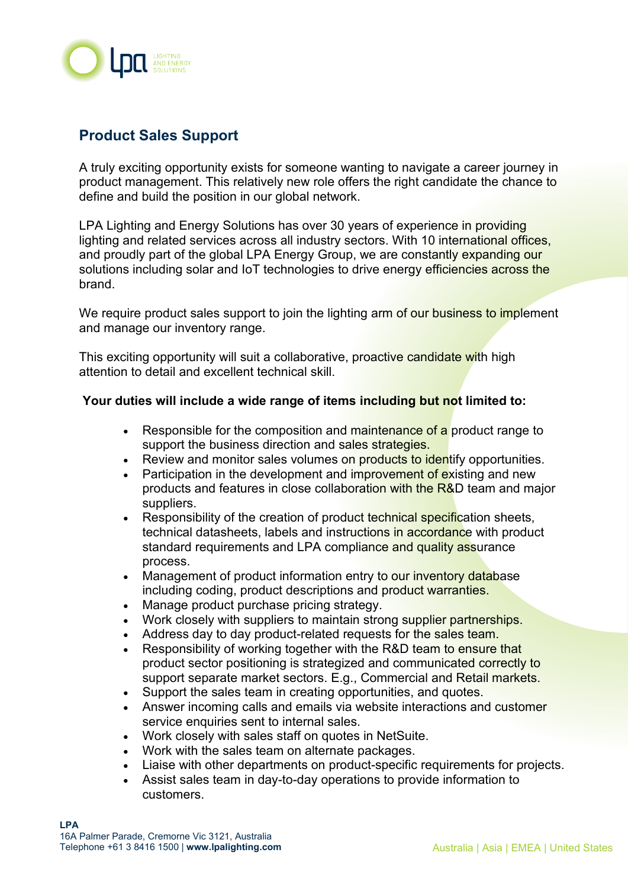## Product Sales Support

A truly exciting opportunity exists for someone wanting to navigate a career journey in product management. This relatively new role offers the right candidate the chance to define and build the position in our global network.

LPA Lighting and Energy Solutions has over 30 years of experience in providing lighting and related services across all industry sectors. With 10 international offices, and proudly part of the global LPA Energy Group, we are constantly expanding our solutions including solar and IoT technologies to drive energy efficiencies across the brand.

We require product sales support to join the lighting arm of our business to implement and manage our inventory range.

This exciting opportunity will suit a collaborative, proactive candidate with high attention to detail and excellent technical skill.

**Your duties will include a wide range of items including but not limited to:**

- Responsible for the composition and maintenance of a product range to support the business direction and sales strategies.
- Review and monitor sales volumes on products to identify opportunities.
- Participation in the development and improvement of existing and new products and features in close collaboration with the R&D team and major suppliers.
- Responsibility of the creation of product technical specification sheets, technical datasheets, labels and instructions in accordance with product standard requirements and LPA compliance and quality assurance process.
- Management of product information entry to our inventory database including coding, product descriptions and product warranties.
- Manage product purchase pricing strategy.
- Work closely with suppliers to maintain strong supplier partnerships.
- Address day to day product-related requests for the sales team.
- Responsibility of working together with the R&D team to ensure that product sector positioning is strategized and communicated correctly to support separate market sectors. E.g., Commercial and Retail markets.
- Support the sales team in creating opportunities, and quotes.
- Answer incoming calls and emails via website interactions and customer service enquiries sent to internal sales.
- Work closely with sales staff on quotes in NetSuite.
- Work with the sales team on alternate packages.
- Liaise with other departments on product-specific requirements for projects.
- Assist sales team in day-to-day operations to provide information to customers.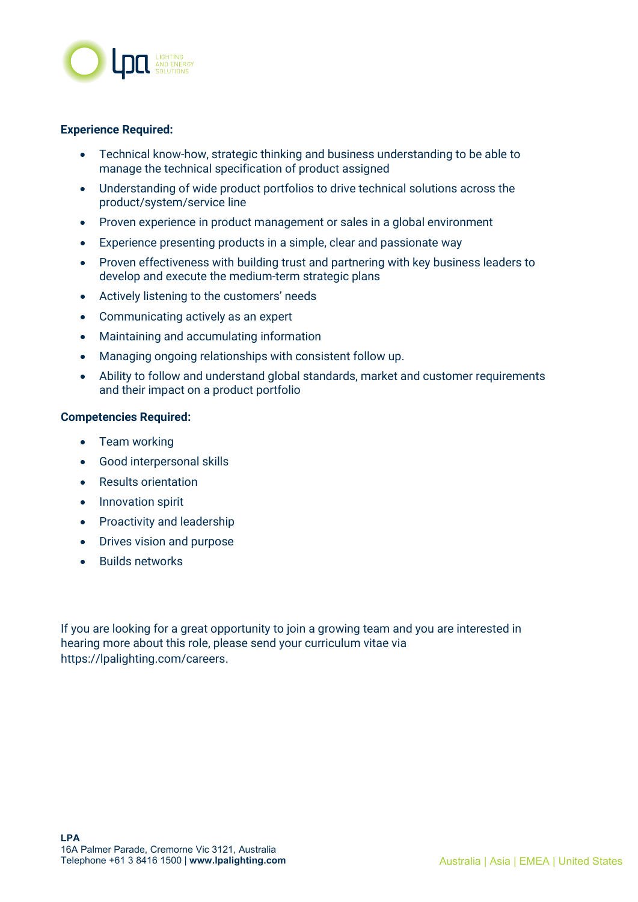**Experience Required:**

- Technical know-how, strategic thinking and business understanding to be able to manage the technical specification of product assigned
- Understanding of wide product portfolios to drive technical solutions across the product/system/service line
- Proven experience in product management or sales in a global environment
- Experience presenting products in a simple, clear and passionate way
- Proven effectiveness with building trust and partnering with key business leaders to develop and execute the medium-term strategic plans
- Actively listening to the customers' needs
- Communicating actively as an expert
- Maintaining and accumulating information
- Managing ongoing relationships with consistent follow up.
- Ability to follow and understand global standards, market and customer requirements and their impact on a product portfolio

**Competencies Required:**

- Team working
- Good interpersonal skills
- Results orientation
- Innovation spirit
- Proactivity and leadership
- Drives vision and purpose
- Builds networks

If you are looking for a great opportunity to join a growing team and you are interested in hearing more about this role, please send your curriculum vitae via https://lpalighting.com/careers.